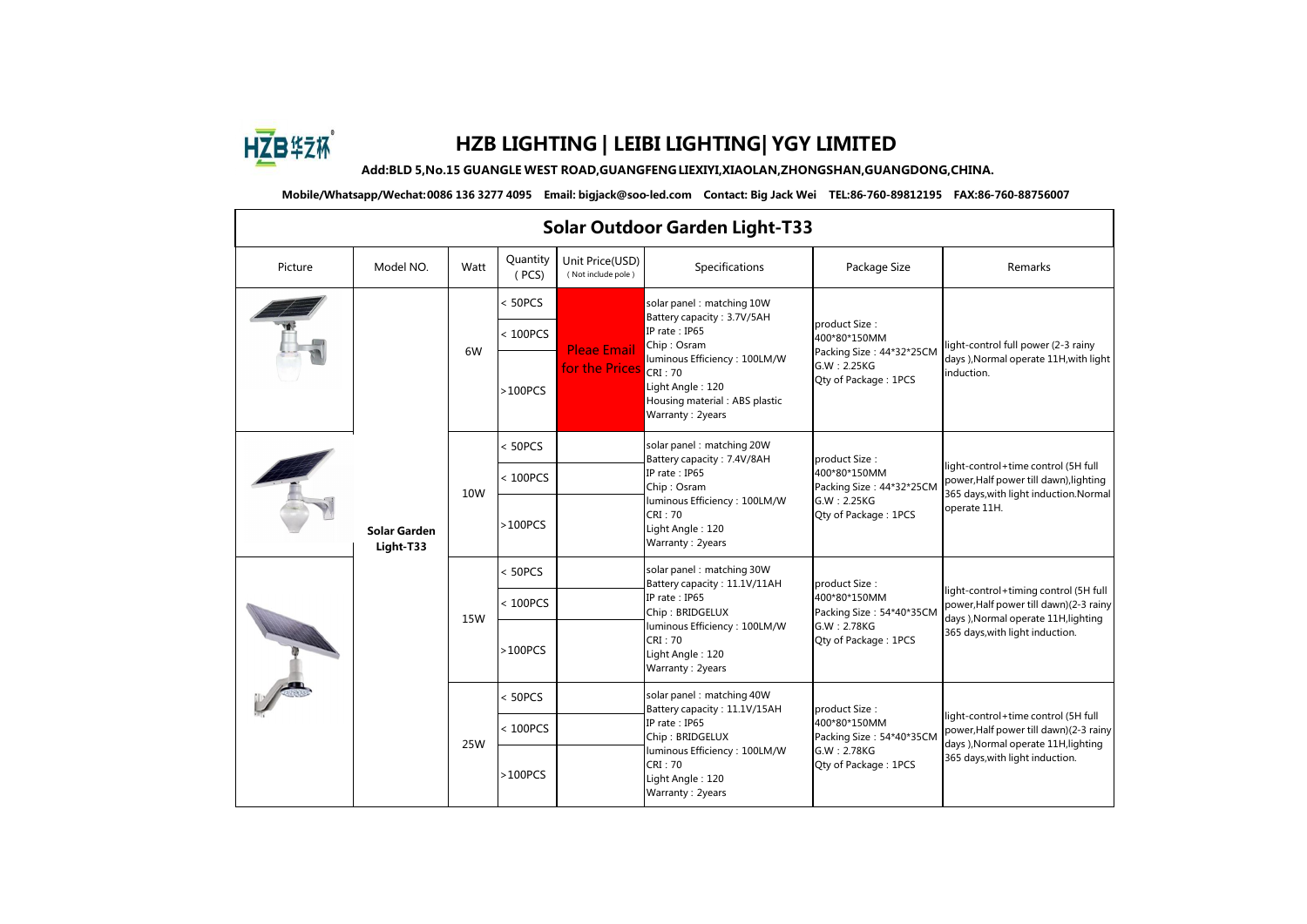# HZB LIGHTING | LEIBI LIGHTING| YGY LIMITED

**Add:BLD 5,No.15 GUANGLE WEST ROAD,GUANGFENG LIEXIYI,XIAOLAN,ZHONGSHAN,GUANGDONG,CHINA.**

**Mobile/Whatsapp/Wechat:0086 136 3277 4095 Email: bigjack@soo-led.com Contact: Big Jack Wei TEL:86-760-89812195 FAX:86-760-88756007**

## Solar Outdoor Garden Light-T33

| Picture | Model NO. | Watt | Quantity (PCS) | Unit Price(USD) (Not include pole) | Specifications | Package Size | Remarks |
|---|---|---|---|---|---|---|---|
| | **Solar Garden Light-T33** | 6W | < 50PCS | Pleae Email for the Prices | solar panel : matching 10W<br>Battery capacity : 3.7V/5AH<br>IP rate : IP65<br>Chip : Osram<br>luminous Efficiency : 100LM/W<br>CRI : 70<br>Light Angle : 120<br>Housing material : ABS plastic<br>Warranty : 2years | product Size : 400*80*150MM<br>Packing Size : 44*32*25CM<br>G.W : 2.25KG<br>Qty of Package : 1PCS | light-control full power (2-3 rainy days ),Normal operate 11H,with light induction. |
| | | | < 100PCS | | | | |
| | | | >100PCS | | | | |
| | | 10W | < 50PCS | | solar panel : matching 20W<br>Battery capacity : 7.4V/8AH<br>IP rate : IP65<br>Chip : Osram<br>luminous Efficiency : 100LM/W<br>CRI : 70<br>Light Angle : 120<br>Warranty : 2years | product Size : 400*80*150MM<br>Packing Size : 44*32*25CM<br>G.W : 2.25KG<br>Qty of Package : 1PCS | light-control+time control (5H full power,Half power till dawn),lighting 365 days,with light induction.Normal operate 11H. |
| | | | < 100PCS | | | | |
| | | | >100PCS | | | | |
| | | 15W | < 50PCS | | solar panel : matching 30W<br>Battery capacity : 11.1V/11AH<br>IP rate : IP65<br>Chip : BRIDGELUX<br>luminous Efficiency : 100LM/W<br>CRI : 70<br>Light Angle : 120<br>Warranty : 2years | product Size : 400*80*150MM<br>Packing Size : 54*40*35CM<br>G.W : 2.78KG<br>Qty of Package : 1PCS | light-control+timing control (5H full power,Half power till dawn)(2-3 rainy days ),Normal operate 11H,lighting 365 days,with light induction. |
| | | | < 100PCS | | | | |
| | | | >100PCS | | | | |
| | | 25W | < 50PCS | | solar panel : matching 40W<br>Battery capacity : 11.1V/15AH<br>IP rate : IP65<br>Chip : BRIDGELUX<br>luminous Efficiency : 100LM/W<br>CRI : 70<br>Light Angle : 120<br>Warranty : 2years | product Size : 400*80*150MM<br>Packing Size : 54*40*35CM<br>G.W : 2.78KG<br>Qty of Package : 1PCS | light-control+time control (5H full power,Half power till dawn)(2-3 rainy days ),Normal operate 11H,lighting 365 days,with light induction. |
| | | | < 100PCS | | | | |
| | | | >100PCS | | | | |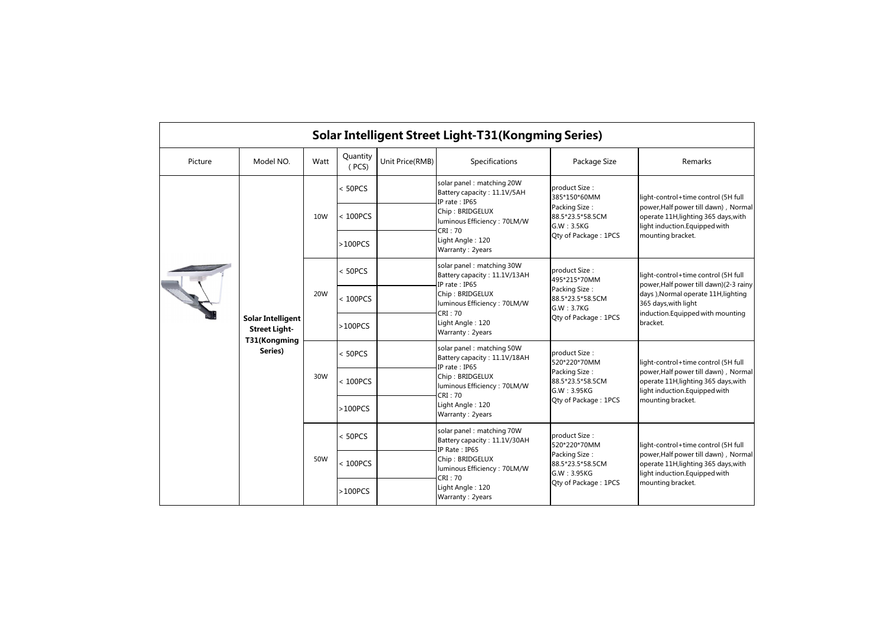# Solar Intelligent Street Light-T31(Kongming Series)

| Picture | Model NO. | Watt | Quantity (PCS) | Unit Price(RMB) | Specifications | Package Size | Remarks |
|---|---|---|---|---|---|---|---|
| | Solar Intelligent Street Light-T31(Kongming Series) | 10W | < 50PCS | | solar panel：matching 20W<br>Battery capacity：11.1V/5AH<br>IP rate：IP65<br>Chip：BRIDGELUX<br>luminous Efficiency：70LM/W<br>CRI：70<br>Light Angle：120<br>Warranty：2years | product Size：385*150*60MM<br>Packing Size：88.5*23.5*58.5CM<br>G.W：3.5KG<br>Qty of Package：1PCS | light-control+time control (5H full power,Half power till dawn)，Normal operate 11H,lighting 365 days,with light induction.Equipped with mounting bracket. |
| | | | < 100PCS | | | | |
| | | | >100PCS | | | | |
| | | 20W | < 50PCS | | solar panel：matching 30W<br>Battery capacity：11.1V/13AH<br>IP rate：IP65<br>Chip：BRIDGELUX<br>luminous Efficiency：70LM/W<br>CRI：70<br>Light Angle：120<br>Warranty：2years | product Size：495*215*70MM<br>Packing Size：88.5*23.5*58.5CM<br>G.W：3.7KG<br>Qty of Package：1PCS | light-control+time control (5H full power,Half power till dawn)(2-3 rainy days ),Normal operate 11H,lighting 365 days,with light induction.Equipped with mounting bracket. |
| | | | < 100PCS | | | | |
| | | | >100PCS | | | | |
| | | 30W | < 50PCS | | solar panel：matching 50W<br>Battery capacity：11.1V/18AH<br>IP rate：IP65<br>Chip：BRIDGELUX<br>luminous Efficiency：70LM/W<br>CRI：70<br>Light Angle：120<br>Warranty：2years | product Size：520*220*70MM<br>Packing Size：88.5*23.5*58.5CM<br>G.W：3.95KG<br>Qty of Package：1PCS | light-control+time control (5H full power,Half power till dawn)，Normal operate 11H,lighting 365 days,with light induction.Equipped with mounting bracket. |
| | | | < 100PCS | | | | |
| | | | >100PCS | | | | |
| | | 50W | < 50PCS | | solar panel：matching 70W<br>Battery capacity：11.1V/30AH<br>IP Rate：IP65<br>Chip：BRIDGELUX<br>luminous Efficiency：70LM/W<br>CRI：70<br>Light Angle：120<br>Warranty：2years | product Size：520*220*70MM<br>Packing Size：88.5*23.5*58.5CM<br>G.W：3.95KG<br>Qty of Package：1PCS | light-control+time control (5H full power,Half power till dawn)，Normal operate 11H,lighting 365 days,with light induction.Equipped with mounting bracket. |
| | | | < 100PCS | | | | |
| | | | >100PCS | | | | |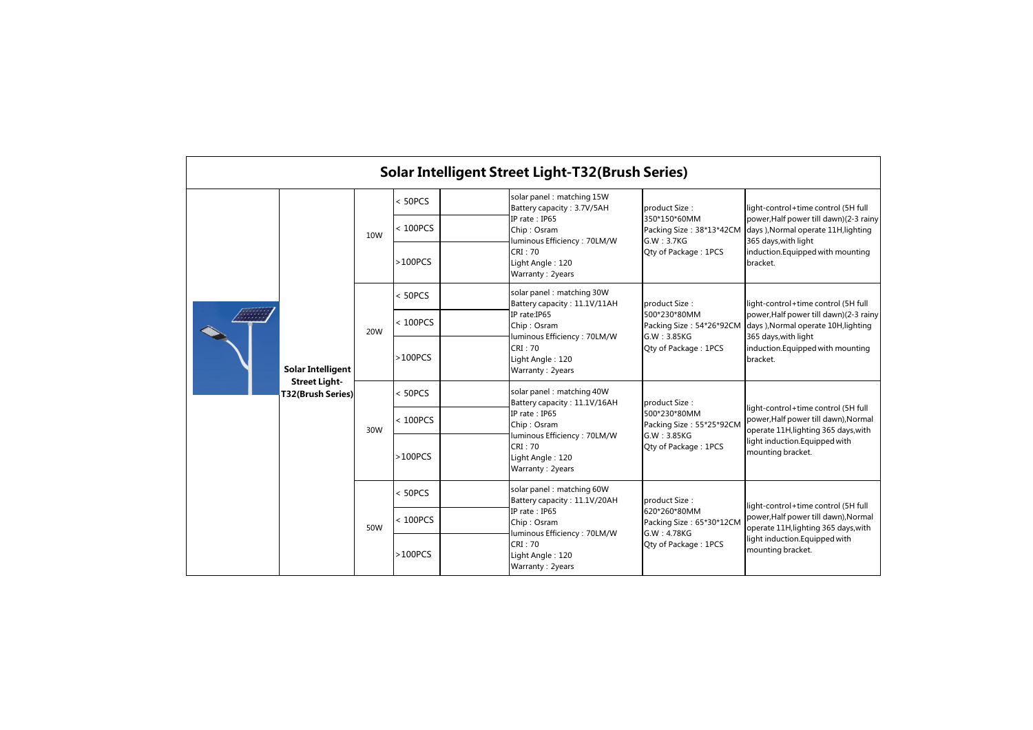# Solar Intelligent Street Light-T32(Brush Series)

| | | | | | | | |
|---|---|---|---|---|---|---|---|
| | Solar Intelligent Street Light-T32(Brush Series) | 10W | < 50PCS | | solar panel：matching 15W<br>Battery capacity：3.7V/5AH<br>IP rate：IP65<br>Chip：Osram<br>luminous Efficiency：70LM/W<br>CRI：70<br>Light Angle：120<br>Warranty：2years | product Size：<br>350\*150\*60MM<br>Packing Size：38\*13\*42CM<br>G.W：3.7KG<br>Qty of Package：1PCS | light-control+time control (5H full power,Half power till dawn)(2-3 rainy days ),Normal operate 11H,lighting 365 days,with light induction.Equipped with mounting bracket. |
| | | | < 100PCS | | | | |
| | | | >100PCS | | | | |
| | | 20W | < 50PCS | | solar panel：matching 30W<br>Battery capacity：11.1V/11AH<br>IP rate:IP65<br>Chip：Osram<br>luminous Efficiency：70LM/W<br>CRI：70<br>Light Angle：120<br>Warranty：2years | product Size：<br>500\*230\*80MM<br>Packing Size：54\*26\*92CM<br>G.W：3.85KG<br>Qty of Package：1PCS | light-control+time control (5H full power,Half power till dawn)(2-3 rainy days ),Normal operate 10H,lighting 365 days,with light induction.Equipped with mounting bracket. |
| | | | < 100PCS | | | | |
| | | | >100PCS | | | | |
| | | 30W | < 50PCS | | solar panel：matching 40W<br>Battery capacity：11.1V/16AH<br>IP rate：IP65<br>Chip：Osram<br>luminous Efficiency：70LM/W<br>CRI：70<br>Light Angle：120<br>Warranty：2years | product Size：<br>500\*230\*80MM<br>Packing Size：55\*25\*92CM<br>G.W：3.85KG<br>Qty of Package：1PCS | light-control+time control (5H full power,Half power till dawn),Normal operate 11H,lighting 365 days,with light induction.Equipped with mounting bracket. |
| | | | < 100PCS | | | | |
| | | | >100PCS | | | | |
| | | 50W | < 50PCS | | solar panel：matching 60W<br>Battery capacity：11.1V/20AH<br>IP rate：IP65<br>Chip：Osram<br>luminous Efficiency：70LM/W<br>CRI：70<br>Light Angle：120<br>Warranty：2years | product Size：<br>620\*260\*80MM<br>Packing Size：65\*30\*12CM<br>G.W：4.78KG<br>Qty of Package：1PCS | light-control+time control (5H full power,Half power till dawn),Normal operate 11H,lighting 365 days,with light induction.Equipped with mounting bracket. |
| | | | < 100PCS | | | | |
| | | | >100PCS | | | | |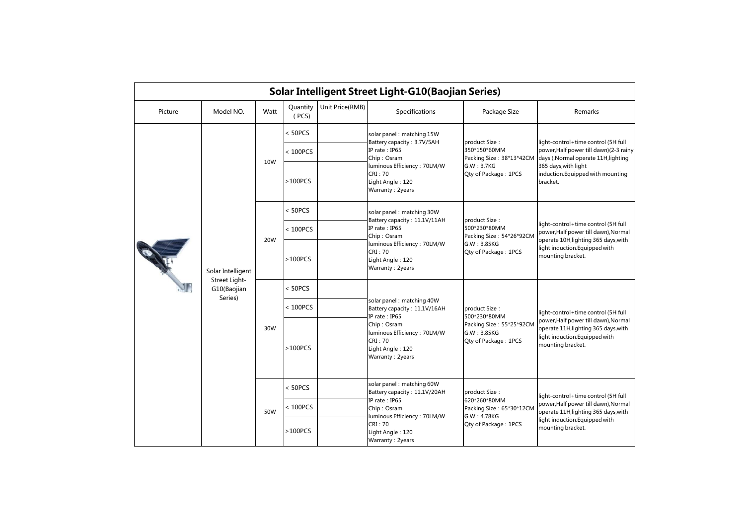# Solar Intelligent Street Light-G10(Baojian Series)

| Picture | Model NO. | Watt | Quantity (PCS) | Unit Price(RMB) | Specifications | Package Size | Remarks |
|---|---|---|---|---|---|---|---|
| | Solar Intelligent Street Light-G10(Baojian Series) | 10W | < 50PCS | | solar panel：matching 15W<br>Battery capacity：3.7V/5AH<br>IP rate：IP65<br>Chip：Osram<br>luminous Efficiency：70LM/W<br>CRI：70<br>Light Angle：120<br>Warranty：2years | product Size：350*150*60MM<br>Packing Size：38*13*42CM<br>G.W：3.7KG<br>Qty of Package：1PCS | light-control+time control (5H full power,Half power till dawn)(2-3 rainy days ),Normal operate 11H,lighting 365 days,with light induction.Equipped with mounting bracket. |
| | | | < 100PCS | | | | |
| | | | >100PCS | | | | |
| | | 20W | < 50PCS | | solar panel：matching 30W<br>Battery capacity：11.1V/11AH<br>IP rate：IP65<br>Chip：Osram<br>luminous Efficiency：70LM/W<br>CRI：70<br>Light Angle：120<br>Warranty：2years | product Size：500*230*80MM<br>Packing Size：54*26*92CM<br>G.W：3.85KG<br>Qty of Package：1PCS | light-control+time control (5H full power,Half power till dawn),Normal operate 10H,lighting 365 days,with light induction.Equipped with mounting bracket. |
| | | | < 100PCS | | | | |
| | | | >100PCS | | | | |
| | | 30W | < 50PCS | | solar panel：matching 40W<br>Battery capacity：11.1V/16AH<br>IP rate：IP65<br>Chip：Osram<br>luminous Efficiency：70LM/W<br>CRI：70<br>Light Angle：120<br>Warranty：2years | product Size：500*230*80MM<br>Packing Size：55*25*92CM<br>G.W：3.85KG<br>Qty of Package：1PCS | light-control+time control (5H full power,Half power till dawn),Normal operate 11H,lighting 365 days,with light induction.Equipped with mounting bracket. |
| | | | < 100PCS | | | | |
| | | | >100PCS | | | | |
| | | 50W | < 50PCS | | solar panel：matching 60W<br>Battery capacity：11.1V/20AH<br>IP rate：IP65<br>Chip：Osram<br>luminous Efficiency：70LM/W<br>CRI：70<br>Light Angle：120<br>Warranty：2years | product Size：620*260*80MM<br>Packing Size：65*30*12CM<br>G.W：4.78KG<br>Qty of Package：1PCS | light-control+time control (5H full power,Half power till dawn),Normal operate 11H,lighting 365 days,with light induction.Equipped with mounting bracket. |
| | | | < 100PCS | | | | |
| | | | >100PCS | | | | |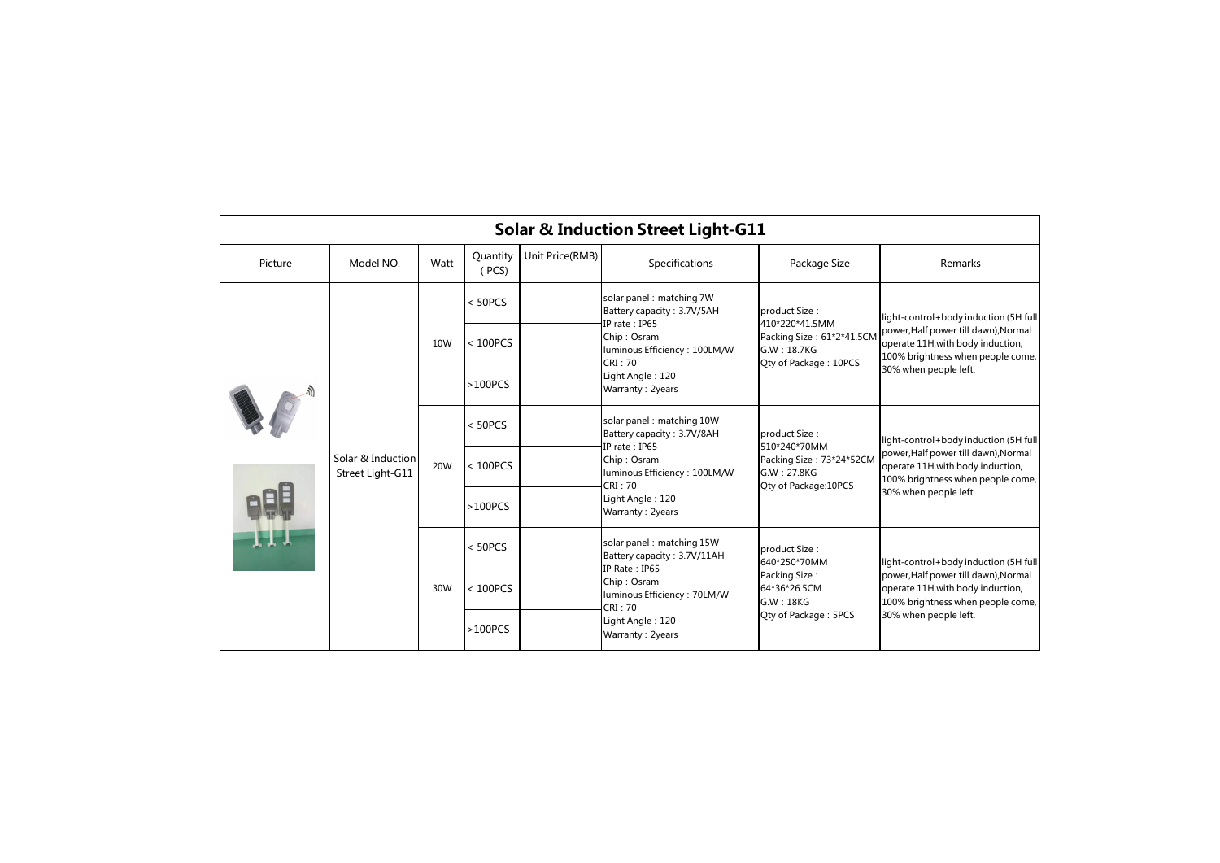# Solar & Induction Street Light-G11

| Picture | Model NO. | Watt | Quantity (PCS) | Unit Price(RMB) | Specifications | Package Size | Remarks |
|---|---|---|---|---|---|---|---|
| | Solar & Induction Street Light-G11 | 10W | < 50PCS | | solar panel：matching 7W<br>Battery capacity：3.7V/5AH<br>IP rate：IP65<br>Chip：Osram<br>luminous Efficiency：100LM/W<br>CRI：70<br>Light Angle：120<br>Warranty：2years | product Size：410*220*41.5MM<br>Packing Size：61*2*41.5CM<br>G.W：18.7KG<br>Qty of Package：10PCS | light-control+body induction (5H full power,Half power till dawn),Normal operate 11H,with body induction, 100% brightness when people come, 30% when people left. |
| | | | < 100PCS | | | | |
| | | | >100PCS | | | | |
| | | 20W | < 50PCS | | solar panel：matching 10W<br>Battery capacity：3.7V/8AH<br>IP rate：IP65<br>Chip：Osram<br>luminous Efficiency：100LM/W<br>CRI：70<br>Light Angle：120<br>Warranty：2years | product Size：510*240*70MM<br>Packing Size：73*24*52CM<br>G.W：27.8KG<br>Qty of Package:10PCS | light-control+body induction (5H full power,Half power till dawn),Normal operate 11H,with body induction, 100% brightness when people come, 30% when people left. |
| | | | < 100PCS | | | | |
| | | | >100PCS | | | | |
| | | 30W | < 50PCS | | solar panel：matching 15W<br>Battery capacity：3.7V/11AH<br>IP Rate：IP65<br>Chip：Osram<br>luminous Efficiency：70LM/W<br>CRI：70<br>Light Angle：120<br>Warranty：2years | product Size：640*250*70MM<br>Packing Size：64*36*26.5CM<br>G.W：18KG<br>Qty of Package：5PCS | light-control+body induction (5H full power,Half power till dawn),Normal operate 11H,with body induction, 100% brightness when people come, 30% when people left. |
| | | | < 100PCS | | | | |
| | | | >100PCS | | | | |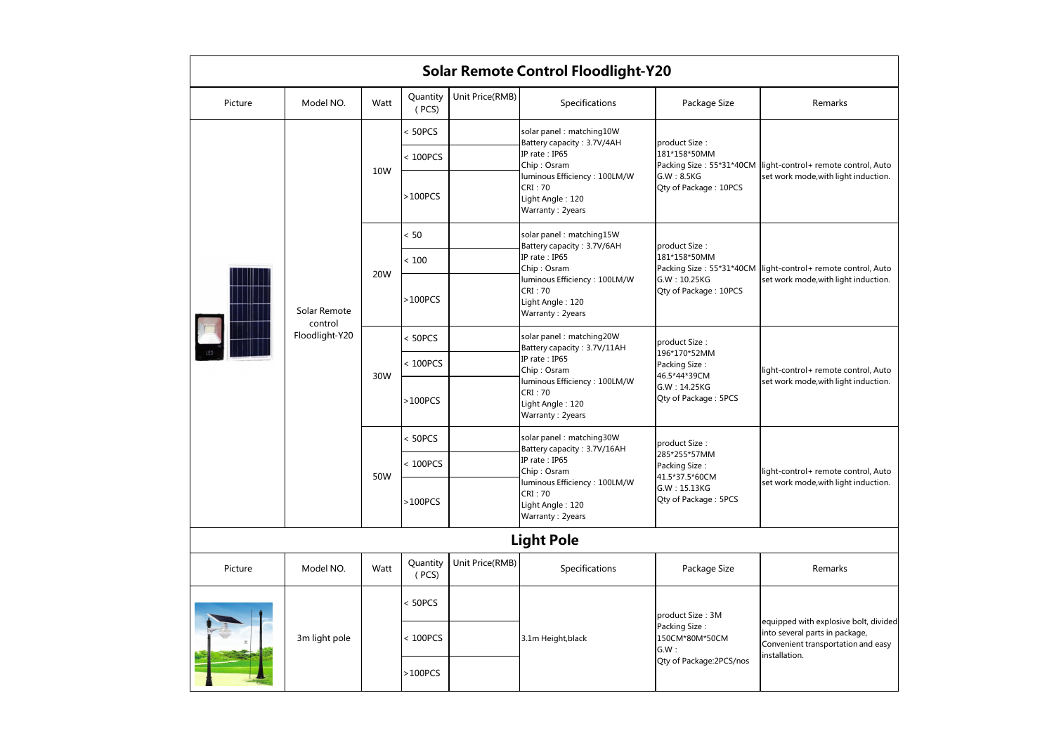## Solar Remote Control Floodlight-Y20

| Picture | Model NO. | Watt | Quantity (PCS) | Unit Price(RMB) | Specifications | Package Size | Remarks |
|---|---|---|---|---|---|---|---|
| | Solar Remote control Floodlight-Y20 | 10W | < 50PCS | | solar panel : matching10W<br>Battery capacity : 3.7V/4AH<br>IP rate : IP65<br>Chip : Osram<br>luminous Efficiency : 100LM/W<br>CRI : 70<br>Light Angle : 120<br>Warranty : 2years | product Size :<br>181*158*50MM<br>Packing Size : 55*31*40CM<br>G.W : 8.5KG<br>Qty of Package : 10PCS | light-control+ remote control, Auto set work mode,with light induction. |
| | | | < 100PCS | | | | |
| | | | >100PCS | | | | |
| | | 20W | < 50 | | solar panel : matching15W<br>Battery capacity : 3.7V/6AH<br>IP rate : IP65<br>Chip : Osram<br>luminous Efficiency : 100LM/W<br>CRI : 70<br>Light Angle : 120<br>Warranty : 2years | product Size :<br>181*158*50MM<br>Packing Size : 55*31*40CM<br>G.W : 10.25KG<br>Qty of Package : 10PCS | light-control+ remote control, Auto set work mode,with light induction. |
| | | | < 100 | | | | |
| | | | >100PCS | | | | |
| | | 30W | < 50PCS | | solar panel : matching20W<br>Battery capacity : 3.7V/11AH<br>IP rate : IP65<br>Chip : Osram<br>luminous Efficiency : 100LM/W<br>CRI : 70<br>Light Angle : 120<br>Warranty : 2years | product Size :<br>196*170*52MM<br>Packing Size :<br>46.5*44*39CM<br>G.W : 14.25KG<br>Qty of Package : 5PCS | light-control+ remote control, Auto set work mode,with light induction. |
| | | | < 100PCS | | | | |
| | | | >100PCS | | | | |
| | | 50W | < 50PCS | | solar panel : matching30W<br>Battery capacity : 3.7V/16AH<br>IP rate : IP65<br>Chip : Osram<br>luminous Efficiency : 100LM/W<br>CRI : 70<br>Light Angle : 120<br>Warranty : 2years | product Size :<br>285*255*57MM<br>Packing Size :<br>41.5*37.5*60CM<br>G.W : 15.13KG<br>Qty of Package : 5PCS | light-control+ remote control, Auto set work mode,with light induction. |
| | | | < 100PCS | | | | |
| | | | >100PCS | | | | |

## Light Pole

| Picture | Model NO. | Watt | Quantity (PCS) | Unit Price(RMB) | Specifications | Package Size | Remarks |
|---|---|---|---|---|---|---|---|
| | 3m light pole | | < 50PCS | | 3.1m Height,black | product Size : 3M<br>Packing Size :<br>150CM*80M*50CM<br>G.W :<br>Qty of Package:2PCS/nos | equipped with explosive bolt, divided into several parts in package, Convenient transportation and easy installation. |
| | | | < 100PCS | | | | |
| | | | >100PCS | | | | |